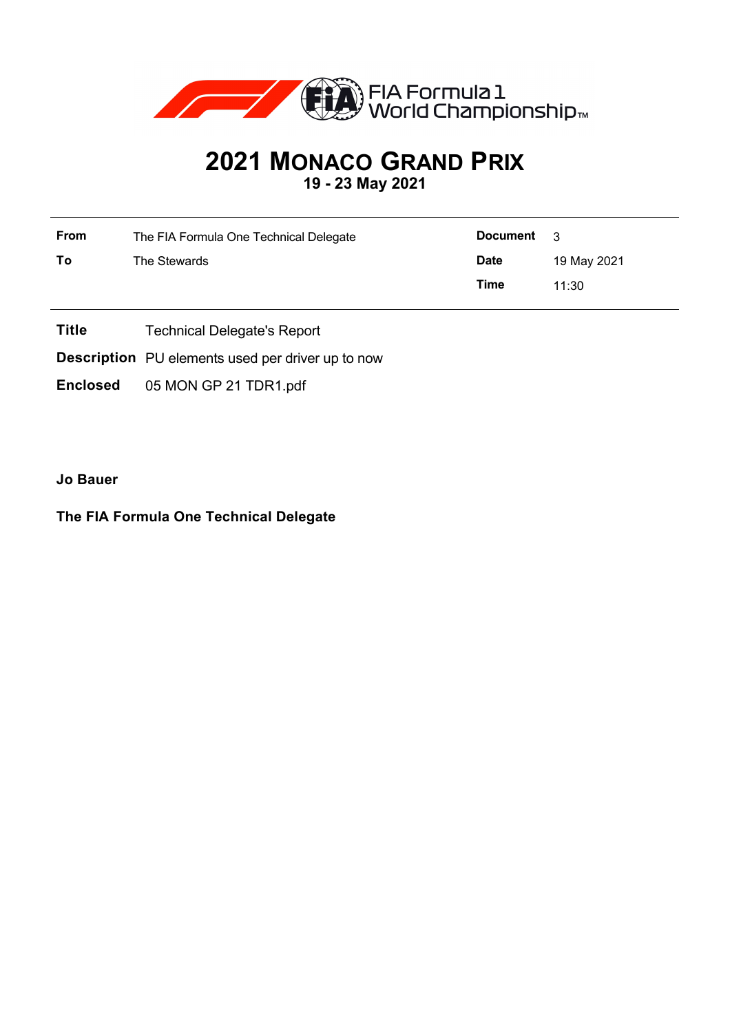# 2021 MONACO GRAND PRIX

**19 - 23 May 2021**

| | | | |
|---|---|---|---|
| **From** | The FIA Formula One Technical Delegate | **Document** | 3 |
| **To** | The Stewards | **Date** | 19 May 2021 |
| | | **Time** | 11:30 |

**Title** Technical Delegate's Report

**Description** PU elements used per driver up to now

**Enclosed** 05 MON GP 21 TDR1.pdf

**Jo Bauer**

**The FIA Formula One Technical Delegate**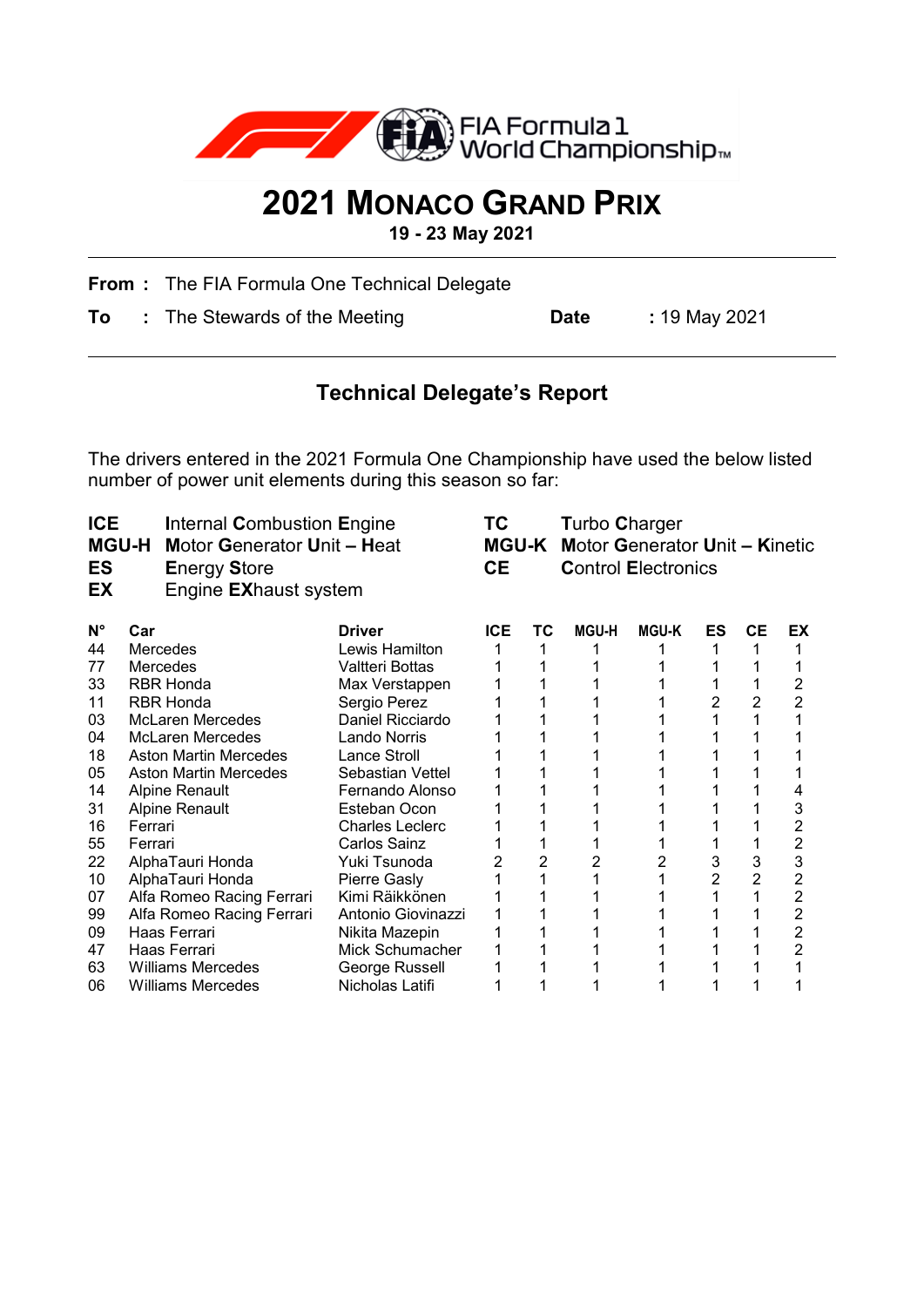FIA Formula 1 World Championship

# 2021 MONACO GRAND PRIX

**19 - 23 May 2021**

---

**From :** The FIA Formula One Technical Delegate

**To :** The Stewards of the Meeting **Date** : 19 May 2021

---

## Technical Delegate's Report

The drivers entered in the 2021 Formula One Championship have used the below listed number of power unit elements during this season so far:

**ICE** **I**nternal **C**ombustion **E**ngine
**MGU-H** **M**otor **G**enerator **U**nit – **H**eat
**ES** **E**nergy **S**tore
**EX** Engine **EX**haust system
**TC** **T**urbo **C**harger
**MGU-K** **M**otor **G**enerator **U**nit – **K**inetic
**CE** **C**ontrol **E**lectronics

| N° | Car | Driver | ICE | TC | MGU-H | MGU-K | ES | CE | EX |
|---|---|---|---|---|---|---|---|---|---|
| 44 | Mercedes | Lewis Hamilton | 1 | 1 | 1 | 1 | 1 | 1 | 1 |
| 77 | Mercedes | Valtteri Bottas | 1 | 1 | 1 | 1 | 1 | 1 | 1 |
| 33 | RBR Honda | Max Verstappen | 1 | 1 | 1 | 1 | 1 | 1 | 2 |
| 11 | RBR Honda | Sergio Perez | 1 | 1 | 1 | 1 | 2 | 2 | 2 |
| 03 | McLaren Mercedes | Daniel Ricciardo | 1 | 1 | 1 | 1 | 1 | 1 | 1 |
| 04 | McLaren Mercedes | Lando Norris | 1 | 1 | 1 | 1 | 1 | 1 | 1 |
| 18 | Aston Martin Mercedes | Lance Stroll | 1 | 1 | 1 | 1 | 1 | 1 | 1 |
| 05 | Aston Martin Mercedes | Sebastian Vettel | 1 | 1 | 1 | 1 | 1 | 1 | 1 |
| 14 | Alpine Renault | Fernando Alonso | 1 | 1 | 1 | 1 | 1 | 1 | 4 |
| 31 | Alpine Renault | Esteban Ocon | 1 | 1 | 1 | 1 | 1 | 1 | 3 |
| 16 | Ferrari | Charles Leclerc | 1 | 1 | 1 | 1 | 1 | 1 | 2 |
| 55 | Ferrari | Carlos Sainz | 1 | 1 | 1 | 1 | 1 | 1 | 2 |
| 22 | AlphaTauri Honda | Yuki Tsunoda | 2 | 2 | 2 | 2 | 3 | 3 | 3 |
| 10 | AlphaTauri Honda | Pierre Gasly | 1 | 1 | 1 | 1 | 2 | 2 | 2 |
| 07 | Alfa Romeo Racing Ferrari | Kimi Räikkönen | 1 | 1 | 1 | 1 | 1 | 1 | 2 |
| 99 | Alfa Romeo Racing Ferrari | Antonio Giovinazzi | 1 | 1 | 1 | 1 | 1 | 1 | 2 |
| 09 | Haas Ferrari | Nikita Mazepin | 1 | 1 | 1 | 1 | 1 | 1 | 2 |
| 47 | Haas Ferrari | Mick Schumacher | 1 | 1 | 1 | 1 | 1 | 1 | 2 |
| 63 | Williams Mercedes | George Russell | 1 | 1 | 1 | 1 | 1 | 1 | 1 |
| 06 | Williams Mercedes | Nicholas Latifi | 1 | 1 | 1 | 1 | 1 | 1 | 1 |